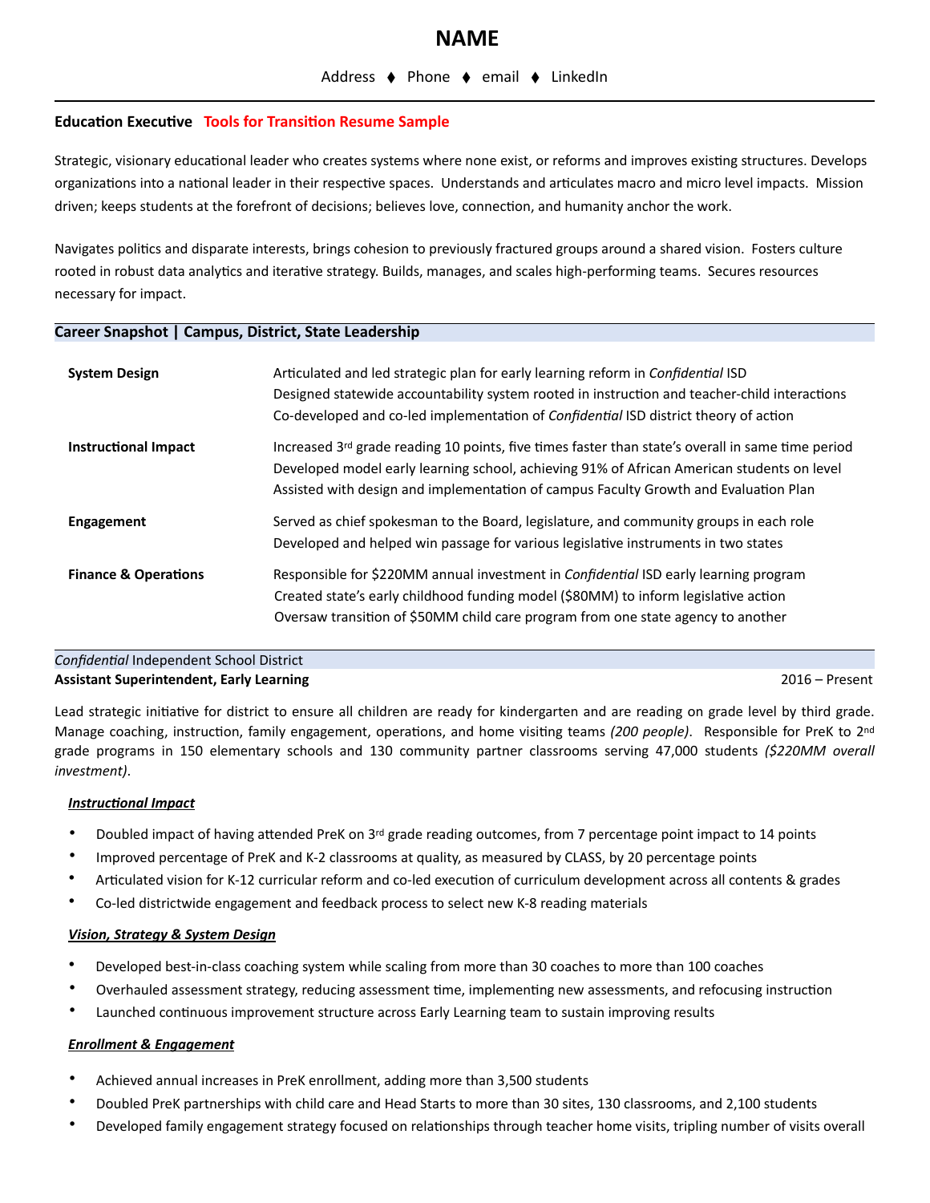# NAME

Address ♦ Phone ♦ email ♦ LinkedIn

**Education Executive** **Tools for Transition Resume Sample**

Strategic, visionary educational leader who creates systems where none exist, or reforms and improves existing structures. Develops organizations into a national leader in their respective spaces. Understands and articulates macro and micro level impacts. Mission driven; keeps students at the forefront of decisions; believes love, connection, and humanity anchor the work.

Navigates politics and disparate interests, brings cohesion to previously fractured groups around a shared vision. Fosters culture rooted in robust data analytics and iterative strategy. Builds, manages, and scales high-performing teams. Secures resources necessary for impact.

## Career Snapshot | Campus, District, State Leadership

**System Design**
- Articulated and led strategic plan for early learning reform in *Confidential* ISD
- Designed statewide accountability system rooted in instruction and teacher-child interactions
- Co-developed and co-led implementation of *Confidential* ISD district theory of action

**Instructional Impact**
- Increased 3rd grade reading 10 points, five times faster than state's overall in same time period
- Developed model early learning school, achieving 91% of African American students on level
- Assisted with design and implementation of campus Faculty Growth and Evaluation Plan

**Engagement**
- Served as chief spokesman to the Board, legislature, and community groups in each role
- Developed and helped win passage for various legislative instruments in two states

**Finance & Operations**
- Responsible for $220MM annual investment in *Confidential* ISD early learning program
- Created state's early childhood funding model ($80MM) to inform legislative action
- Oversaw transition of $50MM child care program from one state agency to another

## *Confidential* Independent School District

**Assistant Superintendent, Early Learning** — 2016 – Present

Lead strategic initiative for district to ensure all children are ready for kindergarten and are reading on grade level by third grade. Manage coaching, instruction, family engagement, operations, and home visiting teams *(200 people)*. Responsible for PreK to 2nd grade programs in 150 elementary schools and 130 community partner classrooms serving 47,000 students *($220MM overall investment)*.

***Instructional Impact***

- Doubled impact of having attended PreK on 3rd grade reading outcomes, from 7 percentage point impact to 14 points
- Improved percentage of PreK and K-2 classrooms at quality, as measured by CLASS, by 20 percentage points
- Articulated vision for K-12 curricular reform and co-led execution of curriculum development across all contents & grades
- Co-led districtwide engagement and feedback process to select new K-8 reading materials

***Vision, Strategy & System Design***

- Developed best-in-class coaching system while scaling from more than 30 coaches to more than 100 coaches
- Overhauled assessment strategy, reducing assessment time, implementing new assessments, and refocusing instruction
- Launched continuous improvement structure across Early Learning team to sustain improving results

***Enrollment & Engagement***

- Achieved annual increases in PreK enrollment, adding more than 3,500 students
- Doubled PreK partnerships with child care and Head Starts to more than 30 sites, 130 classrooms, and 2,100 students
- Developed family engagement strategy focused on relationships through teacher home visits, tripling number of visits overall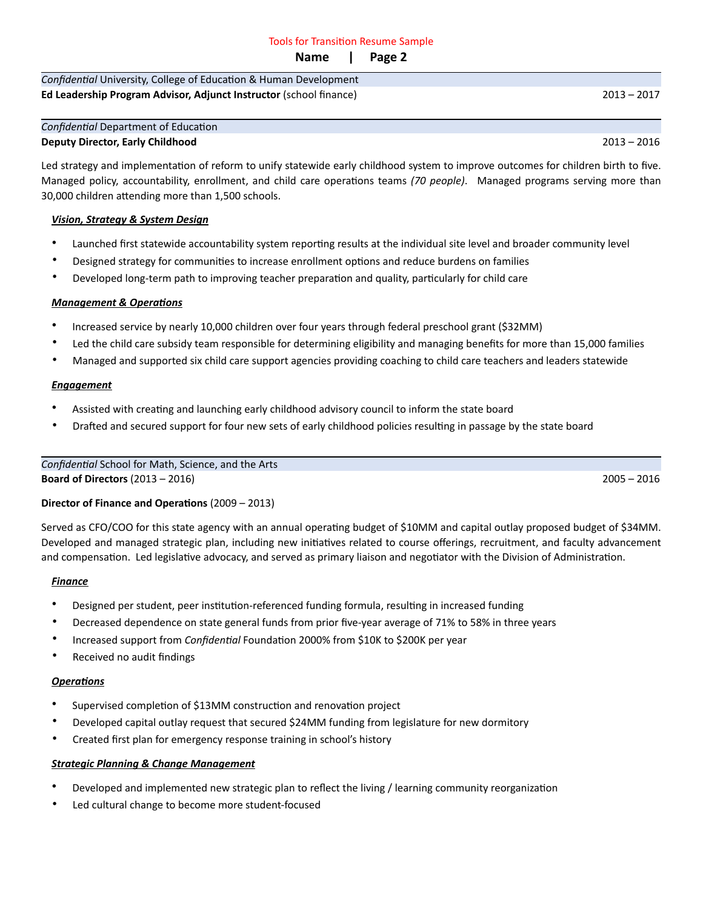*Confidential* University, College of Education & Human Development

**Ed Leadership Program Advisor, Adjunct Instructor** (school finance) 2013 – 2017

*Confidential* Department of Education

**Deputy Director, Early Childhood** 2013 – 2016

Led strategy and implementation of reform to unify statewide early childhood system to improve outcomes for children birth to five. Managed policy, accountability, enrollment, and child care operations teams *(70 people)*. Managed programs serving more than 30,000 children attending more than 1,500 schools.

***Vision, Strategy & System Design***

- Launched first statewide accountability system reporting results at the individual site level and broader community level
- Designed strategy for communities to increase enrollment options and reduce burdens on families
- Developed long-term path to improving teacher preparation and quality, particularly for child care

***Management & Operations***

- Increased service by nearly 10,000 children over four years through federal preschool grant ($32MM)
- Led the child care subsidy team responsible for determining eligibility and managing benefits for more than 15,000 families
- Managed and supported six child care support agencies providing coaching to child care teachers and leaders statewide

***Engagement***

- Assisted with creating and launching early childhood advisory council to inform the state board
- Drafted and secured support for four new sets of early childhood policies resulting in passage by the state board

*Confidential* School for Math, Science, and the Arts

**Board of Directors** (2013 – 2016) 2005 – 2016

**Director of Finance and Operations** (2009 – 2013)

Served as CFO/COO for this state agency with an annual operating budget of $10MM and capital outlay proposed budget of $34MM. Developed and managed strategic plan, including new initiatives related to course offerings, recruitment, and faculty advancement and compensation. Led legislative advocacy, and served as primary liaison and negotiator with the Division of Administration.

***Finance***

- Designed per student, peer institution-referenced funding formula, resulting in increased funding
- Decreased dependence on state general funds from prior five-year average of 71% to 58% in three years
- Increased support from *Confidential* Foundation 2000% from $10K to $200K per year
- Received no audit findings

***Operations***

- Supervised completion of $13MM construction and renovation project
- Developed capital outlay request that secured $24MM funding from legislature for new dormitory
- Created first plan for emergency response training in school's history

***Strategic Planning & Change Management***

- Developed and implemented new strategic plan to reflect the living / learning community reorganization
- Led cultural change to become more student-focused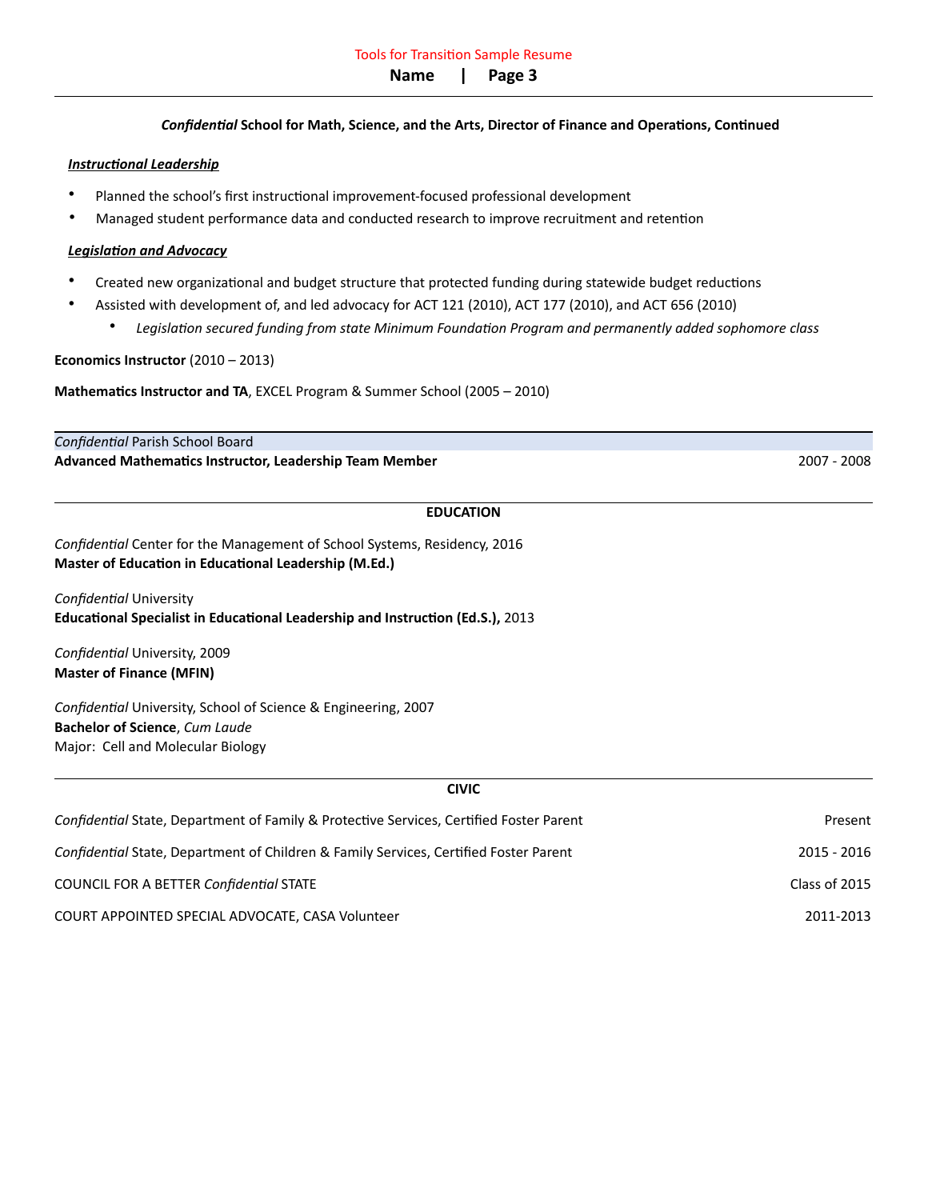**_Confidential_ School for Math, Science, and the Arts, Director of Finance and Operations, Continued**

***Instructional Leadership***

- Planned the school's first instructional improvement-focused professional development
- Managed student performance data and conducted research to improve recruitment and retention

***Legislation and Advocacy***

- Created new organizational and budget structure that protected funding during statewide budget reductions
- Assisted with development of, and led advocacy for ACT 121 (2010), ACT 177 (2010), and ACT 656 (2010)
  - *Legislation secured funding from state Minimum Foundation Program and permanently added sophomore class*

**Economics Instructor** (2010 – 2013)

**Mathematics Instructor and TA**, EXCEL Program & Summer School (2005 – 2010)

*Confidential* Parish School Board
**Advanced Mathematics Instructor, Leadership Team Member** 2007 - 2008

## EDUCATION

*Confidential* Center for the Management of School Systems, Residency, 2016
**Master of Education in Educational Leadership (M.Ed.)**

*Confidential* University
**Educational Specialist in Educational Leadership and Instruction (Ed.S.),** 2013

*Confidential* University, 2009
**Master of Finance (MFIN)**

*Confidential* University, School of Science & Engineering, 2007
**Bachelor of Science**, *Cum Laude*
Major: Cell and Molecular Biology

## CIVIC

*Confidential* State, Department of Family & Protective Services, Certified Foster Parent — Present

*Confidential* State, Department of Children & Family Services, Certified Foster Parent — 2015 - 2016

COUNCIL FOR A BETTER *Confidential* STATE — Class of 2015

COURT APPOINTED SPECIAL ADVOCATE, CASA Volunteer — 2011-2013